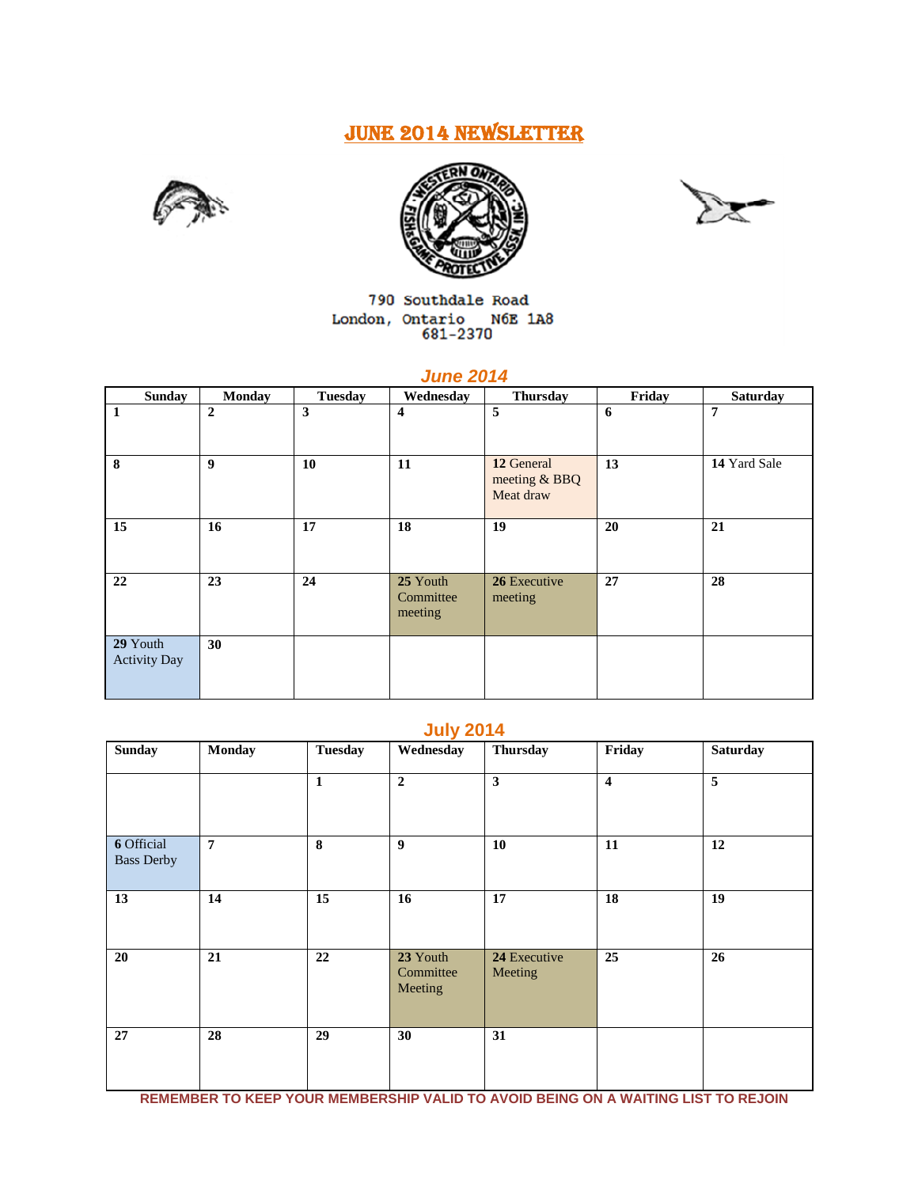# JUNE 2014 NEWSLETTER

790 Southdale Road
London, Ontario N6E 1A8
681-2370

## June 2014

| Sunday | Monday | Tuesday | Wednesday | Thursday | Friday | Saturday |
|---|---|---|---|---|---|---|
| **1** | **2** | **3** | **4** | **5** | **6** | **7** |
| **8** | **9** | **10** | **11** | **12** General meeting & BBQ Meat draw | **13** | **14** Yard Sale |
| **15** | **16** | **17** | **18** | **19** | **20** | **21** |
| **22** | **23** | **24** | **25** Youth Committee meeting | **26** Executive meeting | **27** | **28** |
| **29** Youth Activity Day | **30** | | | | | |

## July 2014

| Sunday | Monday | Tuesday | Wednesday | Thursday | Friday | Saturday |
|---|---|---|---|---|---|---|
| | | **1** | **2** | **3** | **4** | **5** |
| **6** Official Bass Derby | **7** | **8** | **9** | **10** | **11** | **12** |
| **13** | **14** | **15** | **16** | **17** | **18** | **19** |
| **20** | **21** | **22** | **23** Youth Committee Meeting | **24** Executive Meeting | **25** | **26** |
| **27** | **28** | **29** | **30** | **31** | | |

**REMEMBER TO KEEP YOUR MEMBERSHIP VALID TO AVOID BEING ON A WAITING LIST TO REJOIN**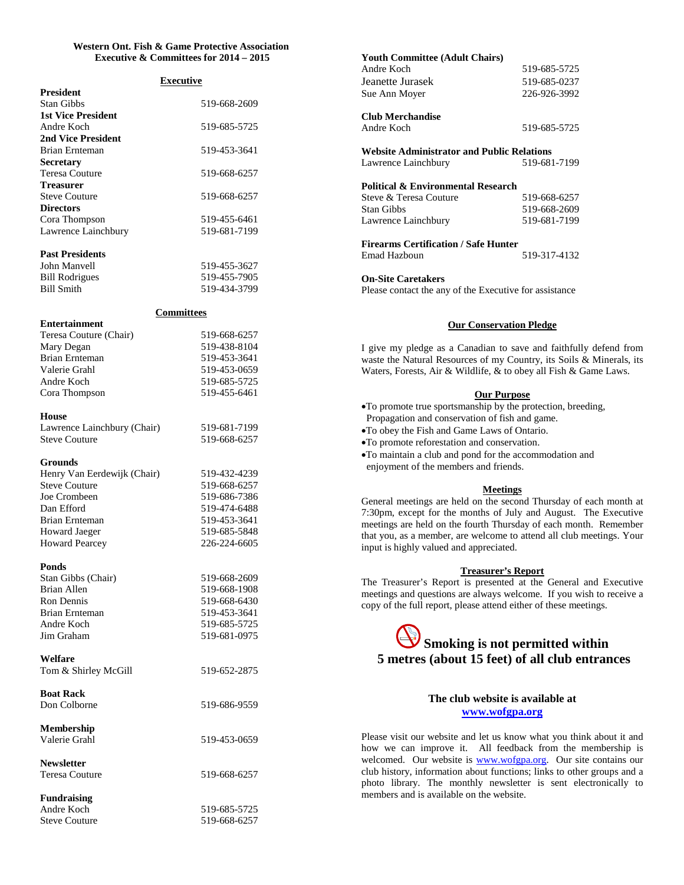**Western Ont. Fish & Game Protective Association**
**Executive & Committees for 2014 – 2015**

## Executive

| | |
|---|---|
| **President** | |
| Stan Gibbs | 519-668-2609 |
| **1st Vice President** | |
| Andre Koch | 519-685-5725 |
| **2nd Vice President** | |
| Brian Ernteman | 519-453-3641 |
| **Secretary** | |
| Teresa Couture | 519-668-6257 |
| **Treasurer** | |
| Steve Couture | 519-668-6257 |
| **Directors** | |
| Cora Thompson | 519-455-6461 |
| Lawrence Lainchbury | 519-681-7199 |

**Past Presidents**

| | |
|---|---|
| John Manvell | 519-455-3627 |
| Bill Rodrigues | 519-455-7905 |
| Bill Smith | 519-434-3799 |

## Committees

**Entertainment**

| | |
|---|---|
| Teresa Couture (Chair) | 519-668-6257 |
| Mary Degan | 519-438-8104 |
| Brian Ernteman | 519-453-3641 |
| Valerie Grahl | 519-453-0659 |
| Andre Koch | 519-685-5725 |
| Cora Thompson | 519-455-6461 |

**House**

| | |
|---|---|
| Lawrence Lainchbury (Chair) | 519-681-7199 |
| Steve Couture | 519-668-6257 |

**Grounds**

| | |
|---|---|
| Henry Van Eerdewijk (Chair) | 519-432-4239 |
| Steve Couture | 519-668-6257 |
| Joe Crombeen | 519-686-7386 |
| Dan Efford | 519-474-6488 |
| Brian Ernteman | 519-453-3641 |
| Howard Jaeger | 519-685-5848 |
| Howard Pearcey | 226-224-6605 |

**Ponds**

| | |
|---|---|
| Stan Gibbs (Chair) | 519-668-2609 |
| Brian Allen | 519-668-1908 |
| Ron Dennis | 519-668-6430 |
| Brian Ernteman | 519-453-3641 |
| Andre Koch | 519-685-5725 |
| Jim Graham | 519-681-0975 |

**Welfare**

| | |
|---|---|
| Tom & Shirley McGill | 519-652-2875 |

**Boat Rack**

| | |
|---|---|
| Don Colborne | 519-686-9559 |

**Membership**

| | |
|---|---|
| Valerie Grahl | 519-453-0659 |

**Newsletter**

| | |
|---|---|
| Teresa Couture | 519-668-6257 |

**Fundraising**

| | |
|---|---|
| Andre Koch | 519-685-5725 |
| Steve Couture | 519-668-6257 |

**Youth Committee (Adult Chairs)**

| | |
|---|---|
| Andre Koch | 519-685-5725 |
| Jeanette Jurasek | 519-685-0237 |
| Sue Ann Moyer | 226-926-3992 |

**Club Merchandise**

| | |
|---|---|
| Andre Koch | 519-685-5725 |

**Website Administrator and Public Relations**

| | |
|---|---|
| Lawrence Lainchbury | 519-681-7199 |

**Political & Environmental Research**

| | |
|---|---|
| Steve & Teresa Couture | 519-668-6257 |
| Stan Gibbs | 519-668-2609 |
| Lawrence Lainchbury | 519-681-7199 |

**Firearms Certification / Safe Hunter**

| | |
|---|---|
| Emad Hazboun | 519-317-4132 |

**On-Site Caretakers**

Please contact the any of the Executive for assistance

## Our Conservation Pledge

I give my pledge as a Canadian to save and faithfully defend from waste the Natural Resources of my Country, its Soils & Minerals, its Waters, Forests, Air & Wildlife, & to obey all Fish & Game Laws.

## Our Purpose

- To promote true sportsmanship by the protection, breeding, Propagation and conservation of fish and game.
- To obey the Fish and Game Laws of Ontario.
- To promote reforestation and conservation.
- To maintain a club and pond for the accommodation and enjoyment of the members and friends.

## Meetings

General meetings are held on the second Thursday of each month at 7:30pm, except for the months of July and August. The Executive meetings are held on the fourth Thursday of each month. Remember that you, as a member, are welcome to attend all club meetings. Your input is highly valued and appreciated.

## Treasurer's Report

The Treasurer's Report is presented at the General and Executive meetings and questions are always welcome. If you wish to receive a copy of the full report, please attend either of these meetings.

**Smoking is not permitted within 5 metres (about 15 feet) of all club entrances**

**The club website is available at [www.wofgpa.org](http://www.wofgpa.org)**

Please visit our website and let us know what you think about it and how we can improve it. All feedback from the membership is welcomed. Our website is [www.wofgpa.org](http://www.wofgpa.org). Our site contains our club history, information about functions; links to other groups and a photo library. The monthly newsletter is sent electronically to members and is available on the website.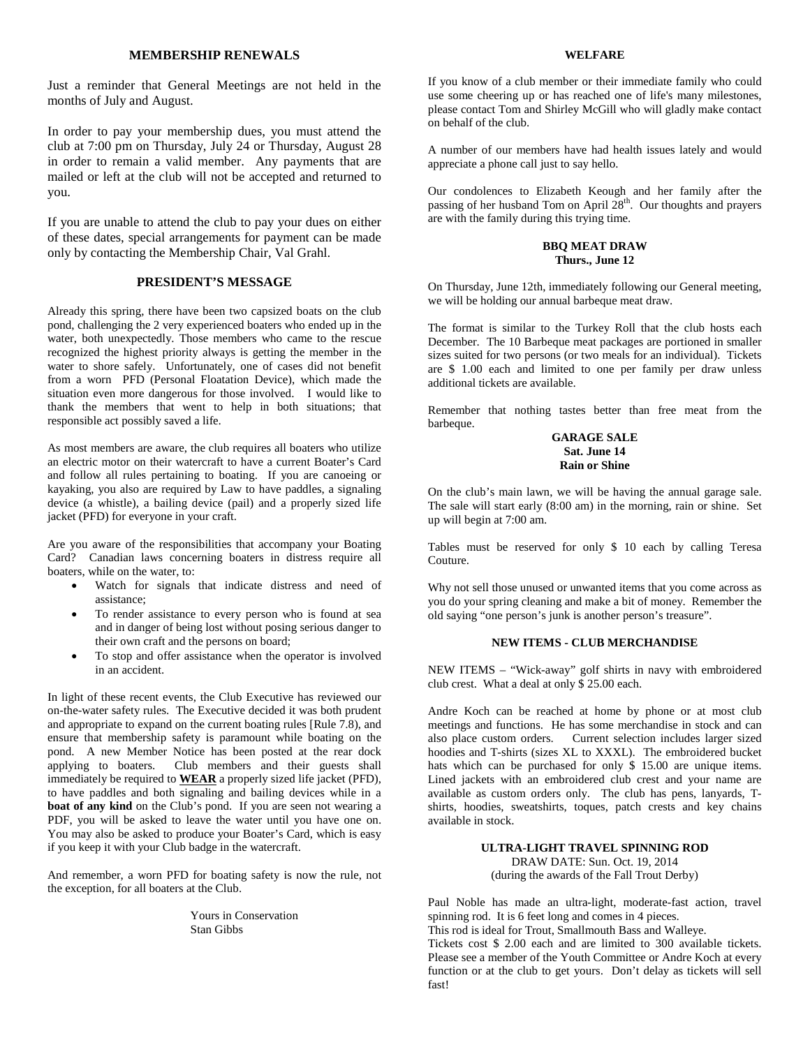## MEMBERSHIP RENEWALS

Just a reminder that General Meetings are not held in the months of July and August.

In order to pay your membership dues, you must attend the club at 7:00 pm on Thursday, July 24 or Thursday, August 28 in order to remain a valid member. Any payments that are mailed or left at the club will not be accepted and returned to you.

If you are unable to attend the club to pay your dues on either of these dates, special arrangements for payment can be made only by contacting the Membership Chair, Val Grahl.

## PRESIDENT'S MESSAGE

Already this spring, there have been two capsized boats on the club pond, challenging the 2 very experienced boaters who ended up in the water, both unexpectedly. Those members who came to the rescue recognized the highest priority always is getting the member in the water to shore safely. Unfortunately, one of cases did not benefit from a worn PFD (Personal Floatation Device), which made the situation even more dangerous for those involved. I would like to thank the members that went to help in both situations; that responsible act possibly saved a life.

As most members are aware, the club requires all boaters who utilize an electric motor on their watercraft to have a current Boater's Card and follow all rules pertaining to boating. If you are canoeing or kayaking, you also are required by Law to have paddles, a signaling device (a whistle), a bailing device (pail) and a properly sized life jacket (PFD) for everyone in your craft.

Are you aware of the responsibilities that accompany your Boating Card? Canadian laws concerning boaters in distress require all boaters, while on the water, to:

- Watch for signals that indicate distress and need of assistance;
- To render assistance to every person who is found at sea and in danger of being lost without posing serious danger to their own craft and the persons on board;
- To stop and offer assistance when the operator is involved in an accident.

In light of these recent events, the Club Executive has reviewed our on-the-water safety rules. The Executive decided it was both prudent and appropriate to expand on the current boating rules [Rule 7.8), and ensure that membership safety is paramount while boating on the pond. A new Member Notice has been posted at the rear dock applying to boaters. Club members and their guests shall immediately be required to **WEAR** a properly sized life jacket (PFD), to have paddles and both signaling and bailing devices while in a **boat of any kind** on the Club's pond. If you are seen not wearing a PDF, you will be asked to leave the water until you have one on. You may also be asked to produce your Boater's Card, which is easy if you keep it with your Club badge in the watercraft.

And remember, a worn PFD for boating safety is now the rule, not the exception, for all boaters at the Club.

Yours in Conservation
Stan Gibbs

## WELFARE

If you know of a club member or their immediate family who could use some cheering up or has reached one of life's many milestones, please contact Tom and Shirley McGill who will gladly make contact on behalf of the club.

A number of our members have had health issues lately and would appreciate a phone call just to say hello.

Our condolences to Elizabeth Keough and her family after the passing of her husband Tom on April 28th. Our thoughts and prayers are with the family during this trying time.

## BBQ MEAT DRAW
**Thurs., June 12**

On Thursday, June 12th, immediately following our General meeting, we will be holding our annual barbeque meat draw.

The format is similar to the Turkey Roll that the club hosts each December. The 10 Barbeque meat packages are portioned in smaller sizes suited for two persons (or two meals for an individual). Tickets are $ 1.00 each and limited to one per family per draw unless additional tickets are available.

Remember that nothing tastes better than free meat from the barbeque.

## GARAGE SALE
**Sat. June 14**
**Rain or Shine**

On the club's main lawn, we will be having the annual garage sale. The sale will start early (8:00 am) in the morning, rain or shine. Set up will begin at 7:00 am.

Tables must be reserved for only $ 10 each by calling Teresa Couture.

Why not sell those unused or unwanted items that you come across as you do your spring cleaning and make a bit of money. Remember the old saying "one person's junk is another person's treasure".

## NEW ITEMS - CLUB MERCHANDISE

NEW ITEMS – "Wick-away" golf shirts in navy with embroidered club crest. What a deal at only $ 25.00 each.

Andre Koch can be reached at home by phone or at most club meetings and functions. He has some merchandise in stock and can also place custom orders. Current selection includes larger sized hoodies and T-shirts (sizes XL to XXXL). The embroidered bucket hats which can be purchased for only $ 15.00 are unique items. Lined jackets with an embroidered club crest and your name are available as custom orders only. The club has pens, lanyards, T-shirts, hoodies, sweatshirts, toques, patch crests and key chains available in stock.

## ULTRA-LIGHT TRAVEL SPINNING ROD
DRAW DATE: Sun. Oct. 19, 2014
(during the awards of the Fall Trout Derby)

Paul Noble has made an ultra-light, moderate-fast action, travel spinning rod. It is 6 feet long and comes in 4 pieces.
This rod is ideal for Trout, Smallmouth Bass and Walleye.
Tickets cost $ 2.00 each and are limited to 300 available tickets. Please see a member of the Youth Committee or Andre Koch at every function or at the club to get yours. Don't delay as tickets will sell fast!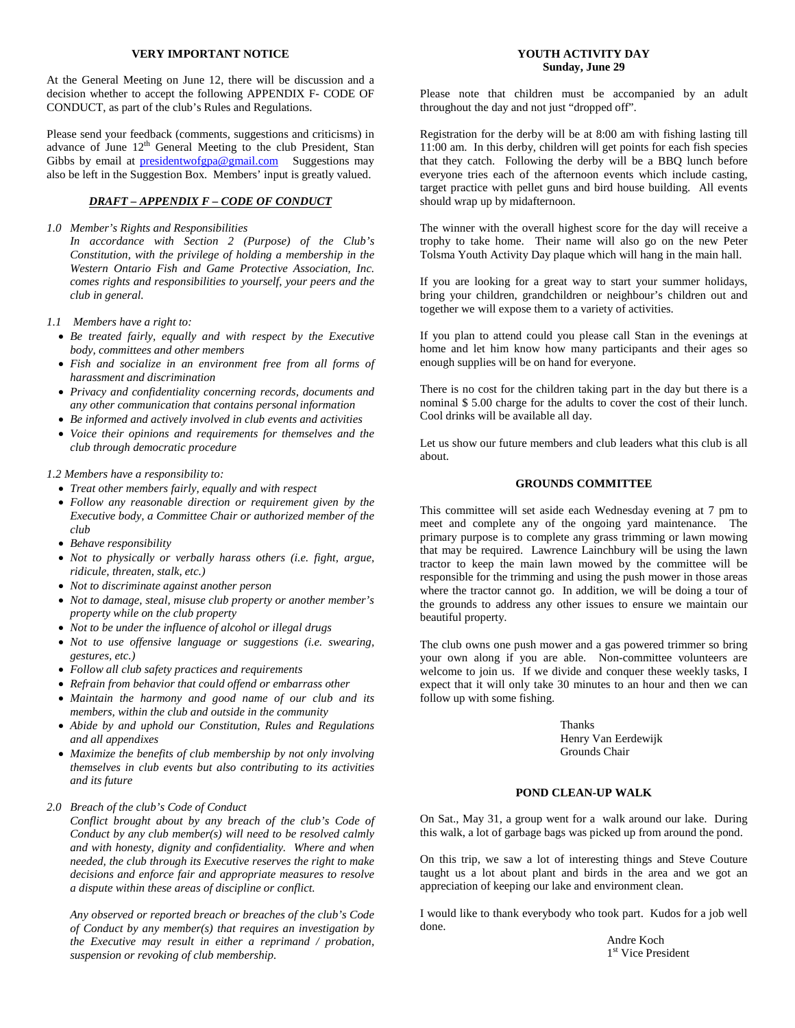## VERY IMPORTANT NOTICE

At the General Meeting on June 12, there will be discussion and a decision whether to accept the following APPENDIX F- CODE OF CONDUCT, as part of the club's Rules and Regulations.

Please send your feedback (comments, suggestions and criticisms) in advance of June 12th General Meeting to the club President, Stan Gibbs by email at presidentwofgpa@gmail.com Suggestions may also be left in the Suggestion Box. Members' input is greatly valued.

### ***DRAFT – APPENDIX F – CODE OF CONDUCT***

*1.0 Member's Rights and Responsibilities*

*In accordance with Section 2 (Purpose) of the Club's Constitution, with the privilege of holding a membership in the Western Ontario Fish and Game Protective Association, Inc. comes rights and responsibilities to yourself, your peers and the club in general.*

*1.1 Members have a right to:*

- *Be treated fairly, equally and with respect by the Executive body, committees and other members*
- *Fish and socialize in an environment free from all forms of harassment and discrimination*
- *Privacy and confidentiality concerning records, documents and any other communication that contains personal information*
- *Be informed and actively involved in club events and activities*
- *Voice their opinions and requirements for themselves and the club through democratic procedure*

*1.2 Members have a responsibility to:*

- *Treat other members fairly, equally and with respect*
- *Follow any reasonable direction or requirement given by the Executive body, a Committee Chair or authorized member of the club*
- *Behave responsibility*
- *Not to physically or verbally harass others (i.e. fight, argue, ridicule, threaten, stalk, etc.)*
- *Not to discriminate against another person*
- *Not to damage, steal, misuse club property or another member's property while on the club property*
- *Not to be under the influence of alcohol or illegal drugs*
- *Not to use offensive language or suggestions (i.e. swearing, gestures, etc.)*
- *Follow all club safety practices and requirements*
- *Refrain from behavior that could offend or embarrass other*
- *Maintain the harmony and good name of our club and its members, within the club and outside in the community*
- *Abide by and uphold our Constitution, Rules and Regulations and all appendixes*
- *Maximize the benefits of club membership by not only involving themselves in club events but also contributing to its activities and its future*

*2.0 Breach of the club's Code of Conduct*

*Conflict brought about by any breach of the club's Code of Conduct by any club member(s) will need to be resolved calmly and with honesty, dignity and confidentiality. Where and when needed, the club through its Executive reserves the right to make decisions and enforce fair and appropriate measures to resolve a dispute within these areas of discipline or conflict.*

*Any observed or reported breach or breaches of the club's Code of Conduct by any member(s) that requires an investigation by the Executive may result in either a reprimand / probation, suspension or revoking of club membership.*

## YOUTH ACTIVITY DAY
**Sunday, June 29**

Please note that children must be accompanied by an adult throughout the day and not just "dropped off".

Registration for the derby will be at 8:00 am with fishing lasting till 11:00 am. In this derby, children will get points for each fish species that they catch. Following the derby will be a BBQ lunch before everyone tries each of the afternoon events which include casting, target practice with pellet guns and bird house building. All events should wrap up by midafternoon.

The winner with the overall highest score for the day will receive a trophy to take home. Their name will also go on the new Peter Tolsma Youth Activity Day plaque which will hang in the main hall.

If you are looking for a great way to start your summer holidays, bring your children, grandchildren or neighbour's children out and together we will expose them to a variety of activities.

If you plan to attend could you please call Stan in the evenings at home and let him know how many participants and their ages so enough supplies will be on hand for everyone.

There is no cost for the children taking part in the day but there is a nominal $ 5.00 charge for the adults to cover the cost of their lunch. Cool drinks will be available all day.

Let us show our future members and club leaders what this club is all about.

## GROUNDS COMMITTEE

This committee will set aside each Wednesday evening at 7 pm to meet and complete any of the ongoing yard maintenance. The primary purpose is to complete any grass trimming or lawn mowing that may be required. Lawrence Lainchbury will be using the lawn tractor to keep the main lawn mowed by the committee will be responsible for the trimming and using the push mower in those areas where the tractor cannot go. In addition, we will be doing a tour of the grounds to address any other issues to ensure we maintain our beautiful property.

The club owns one push mower and a gas powered trimmer so bring your own along if you are able. Non-committee volunteers are welcome to join us. If we divide and conquer these weekly tasks, I expect that it will only take 30 minutes to an hour and then we can follow up with some fishing.

Thanks  
Henry Van Eerdewijk  
Grounds Chair

## POND CLEAN-UP WALK

On Sat., May 31, a group went for a walk around our lake. During this walk, a lot of garbage bags was picked up from around the pond.

On this trip, we saw a lot of interesting things and Steve Couture taught us a lot about plant and birds in the area and we got an appreciation of keeping our lake and environment clean.

I would like to thank everybody who took part. Kudos for a job well done.

Andre Koch  
1st Vice President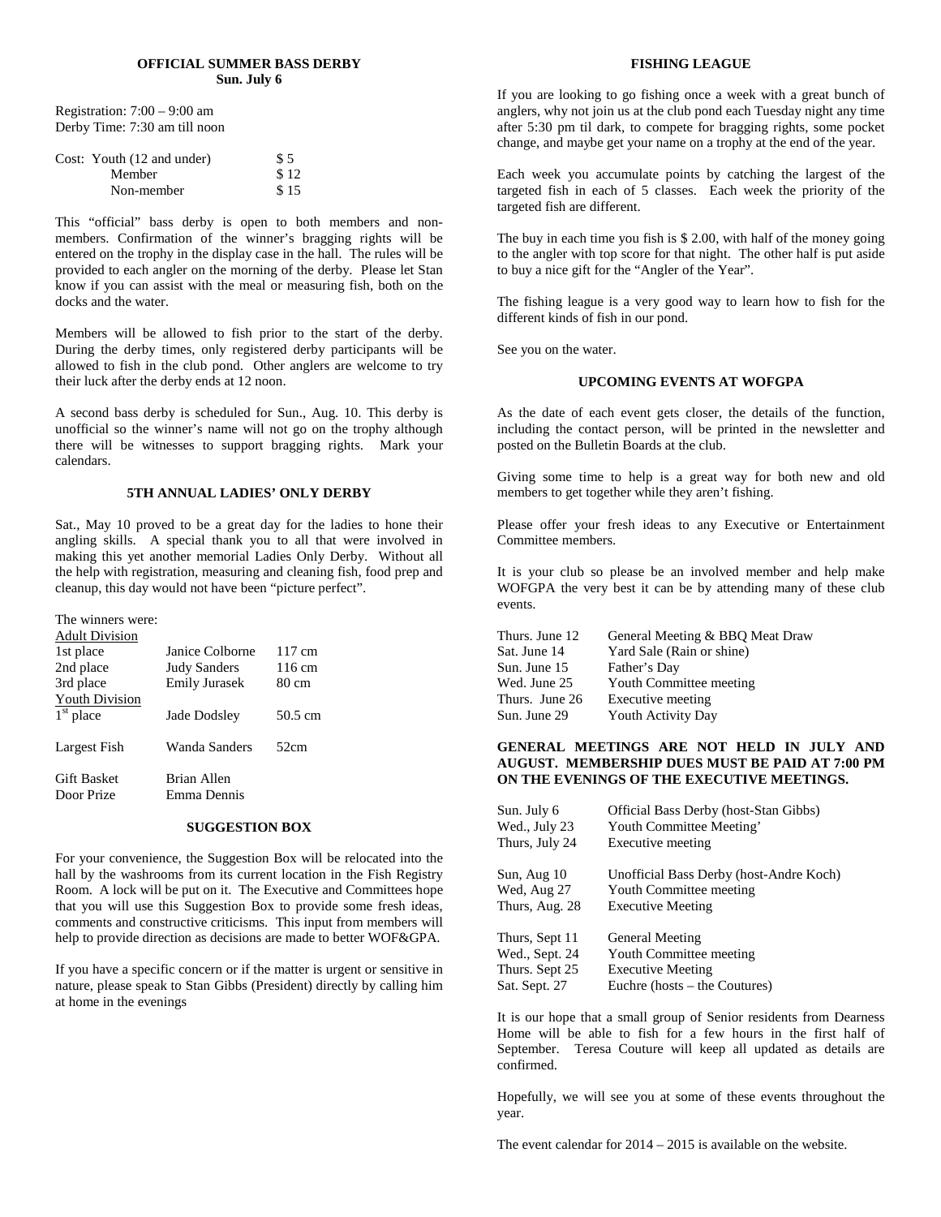## OFFICIAL SUMMER BASS DERBY
**Sun. July 6**

Registration: 7:00 – 9:00 am
Derby Time: 7:30 am till noon

| Cost: | | |
|---|---|---|
| | Youth (12 and under) | $ 5 |
| | Member | $ 12 |
| | Non-member | $ 15 |

This "official" bass derby is open to both members and non-members. Confirmation of the winner's bragging rights will be entered on the trophy in the display case in the hall. The rules will be provided to each angler on the morning of the derby. Please let Stan know if you can assist with the meal or measuring fish, both on the docks and the water.

Members will be allowed to fish prior to the start of the derby. During the derby times, only registered derby participants will be allowed to fish in the club pond. Other anglers are welcome to try their luck after the derby ends at 12 noon.

A second bass derby is scheduled for Sun., Aug. 10. This derby is unofficial so the winner's name will not go on the trophy although there will be witnesses to support bragging rights. Mark your calendars.

## 5TH ANNUAL LADIES' ONLY DERBY

Sat., May 10 proved to be a great day for the ladies to hone their angling skills. A special thank you to all that were involved in making this yet another memorial Ladies Only Derby. Without all the help with registration, measuring and cleaning fish, food prep and cleanup, this day would not have been "picture perfect".

The winners were:

| Adult Division | | |
|---|---|---|
| 1st place | Janice Colborne | 117 cm |
| 2nd place | Judy Sanders | 116 cm |
| 3rd place | Emily Jurasek | 80 cm |
| **Youth Division** | | |
| 1st place | Jade Dodsley | 50.5 cm |
| Largest Fish | Wanda Sanders | 52cm |
| Gift Basket | Brian Allen | |
| Door Prize | Emma Dennis | |

## SUGGESTION BOX

For your convenience, the Suggestion Box will be relocated into the hall by the washrooms from its current location in the Fish Registry Room. A lock will be put on it. The Executive and Committees hope that you will use this Suggestion Box to provide some fresh ideas, comments and constructive criticisms. This input from members will help to provide direction as decisions are made to better WOF&GPA.

If you have a specific concern or if the matter is urgent or sensitive in nature, please speak to Stan Gibbs (President) directly by calling him at home in the evenings

## FISHING LEAGUE

If you are looking to go fishing once a week with a great bunch of anglers, why not join us at the club pond each Tuesday night any time after 5:30 pm til dark, to compete for bragging rights, some pocket change, and maybe get your name on a trophy at the end of the year.

Each week you accumulate points by catching the largest of the targeted fish in each of 5 classes. Each week the priority of the targeted fish are different.

The buy in each time you fish is $ 2.00, with half of the money going to the angler with top score for that night. The other half is put aside to buy a nice gift for the "Angler of the Year".

The fishing league is a very good way to learn how to fish for the different kinds of fish in our pond.

See you on the water.

## UPCOMING EVENTS AT WOFGPA

As the date of each event gets closer, the details of the function, including the contact person, will be printed in the newsletter and posted on the Bulletin Boards at the club.

Giving some time to help is a great way for both new and old members to get together while they aren't fishing.

Please offer your fresh ideas to any Executive or Entertainment Committee members.

It is your club so please be an involved member and help make WOFGPA the very best it can be by attending many of these club events.

| | |
|---|---|
| Thurs. June 12 | General Meeting & BBQ Meat Draw |
| Sat. June 14 | Yard Sale (Rain or shine) |
| Sun. June 15 | Father's Day |
| Wed. June 25 | Youth Committee meeting |
| Thurs. June 26 | Executive meeting |
| Sun. June 29 | Youth Activity Day |

**GENERAL MEETINGS ARE NOT HELD IN JULY AND AUGUST. MEMBERSHIP DUES MUST BE PAID AT 7:00 PM ON THE EVENINGS OF THE EXECUTIVE MEETINGS.**

| | |
|---|---|
| Sun. July 6 | Official Bass Derby (host-Stan Gibbs) |
| Wed., July 23 | Youth Committee Meeting' |
| Thurs, July 24 | Executive meeting |
| Sun, Aug 10 | Unofficial Bass Derby (host-Andre Koch) |
| Wed, Aug 27 | Youth Committee meeting |
| Thurs, Aug. 28 | Executive Meeting |
| Thurs, Sept 11 | General Meeting |
| Wed., Sept. 24 | Youth Committee meeting |
| Thurs. Sept 25 | Executive Meeting |
| Sat. Sept. 27 | Euchre (hosts – the Coutures) |

It is our hope that a small group of Senior residents from Dearness Home will be able to fish for a few hours in the first half of September. Teresa Couture will keep all updated as details are confirmed.

Hopefully, we will see you at some of these events throughout the year.

The event calendar for 2014 – 2015 is available on the website.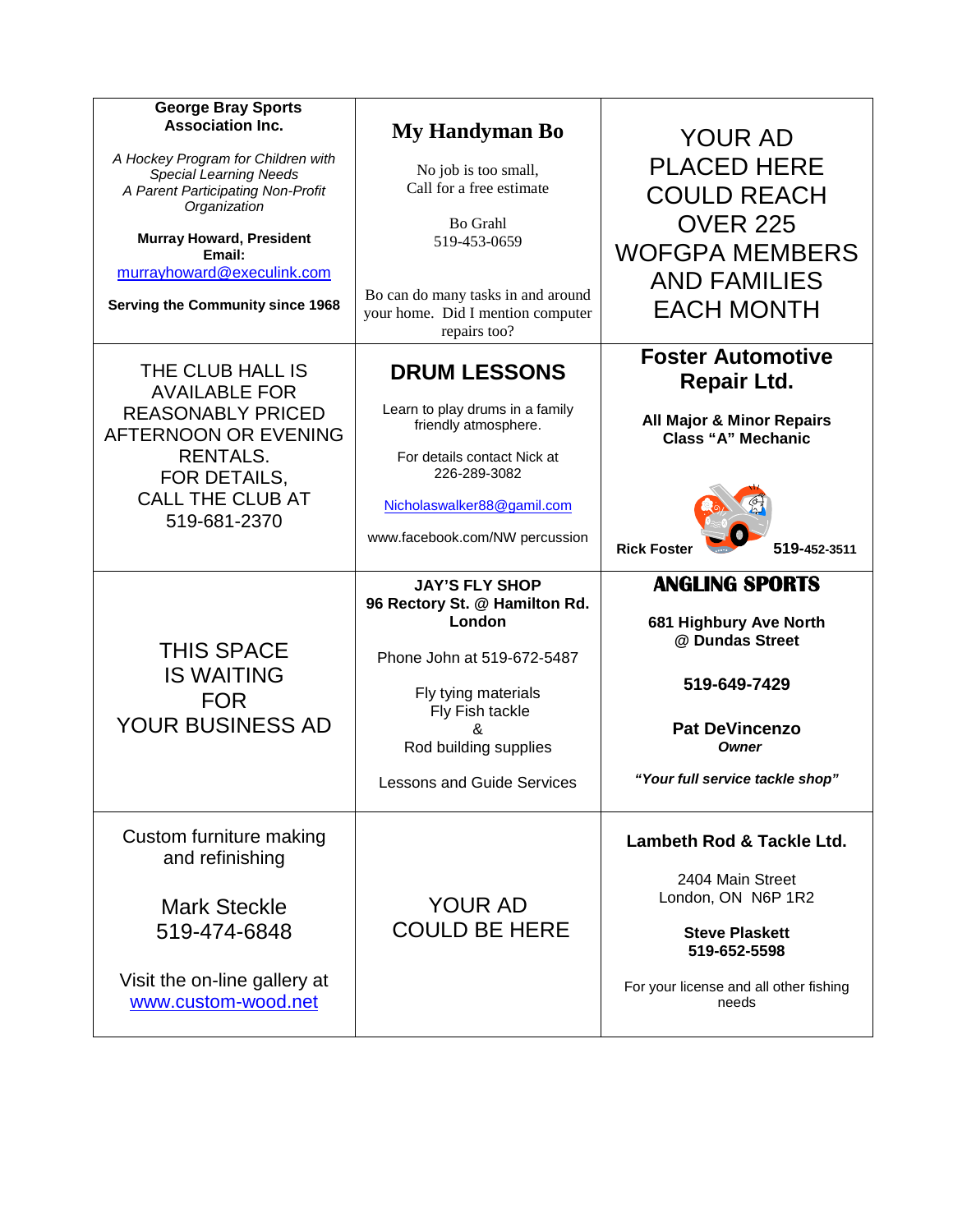| | | |
|---|---|---|
| **George Bray Sports Association Inc.**<br><br>*A Hockey Program for Children with Special Learning Needs*<br>*A Parent Participating Non-Profit Organization*<br><br>**Murray Howard, President**<br>**Email:**<br>murrayhoward@execulink.com<br><br>**Serving the Community since 1968** | **My Handyman Bo**<br><br>No job is too small,<br>Call for a free estimate<br><br>Bo Grahl<br>519-453-0659<br><br>Bo can do many tasks in and around your home. Did I mention computer repairs too? | YOUR AD PLACED HERE COULD REACH OVER 225 WOFGPA MEMBERS AND FAMILIES EACH MONTH |
| THE CLUB HALL IS AVAILABLE FOR REASONABLY PRICED AFTERNOON OR EVENING RENTALS.<br>FOR DETAILS,<br>CALL THE CLUB AT<br>519-681-2370 | **DRUM LESSONS**<br><br>Learn to play drums in a family friendly atmosphere.<br><br>For details contact Nick at<br>226-289-3082<br><br>Nicholaswalker88@gamil.com<br><br>www.facebook.com/NW percussion | **Foster Automotive Repair Ltd.**<br><br>**All Major & Minor Repairs**<br>**Class "A" Mechanic**<br><br>**Rick Foster** **519-452-3511** |
| THIS SPACE IS WAITING FOR YOUR BUSINESS AD | **JAY'S FLY SHOP**<br>**96 Rectory St. @ Hamilton Rd. London**<br><br>Phone John at 519-672-5487<br><br>Fly tying materials<br>Fly Fish tackle<br>&<br>Rod building supplies<br><br>Lessons and Guide Services | **ANGLING SPORTS**<br><br>**681 Highbury Ave North @ Dundas Street**<br><br>**519-649-7429**<br><br>**Pat DeVincenzo**<br>***Owner***<br><br>***"Your full service tackle shop"*** |
| Custom furniture making and refinishing<br><br>Mark Steckle<br>519-474-6848<br><br>Visit the on-line gallery at<br>www.custom-wood.net | YOUR AD COULD BE HERE | **Lambeth Rod & Tackle Ltd.**<br><br>2404 Main Street<br>London, ON N6P 1R2<br><br>**Steve Plaskett**<br>**519-652-5598**<br><br>For your license and all other fishing needs |